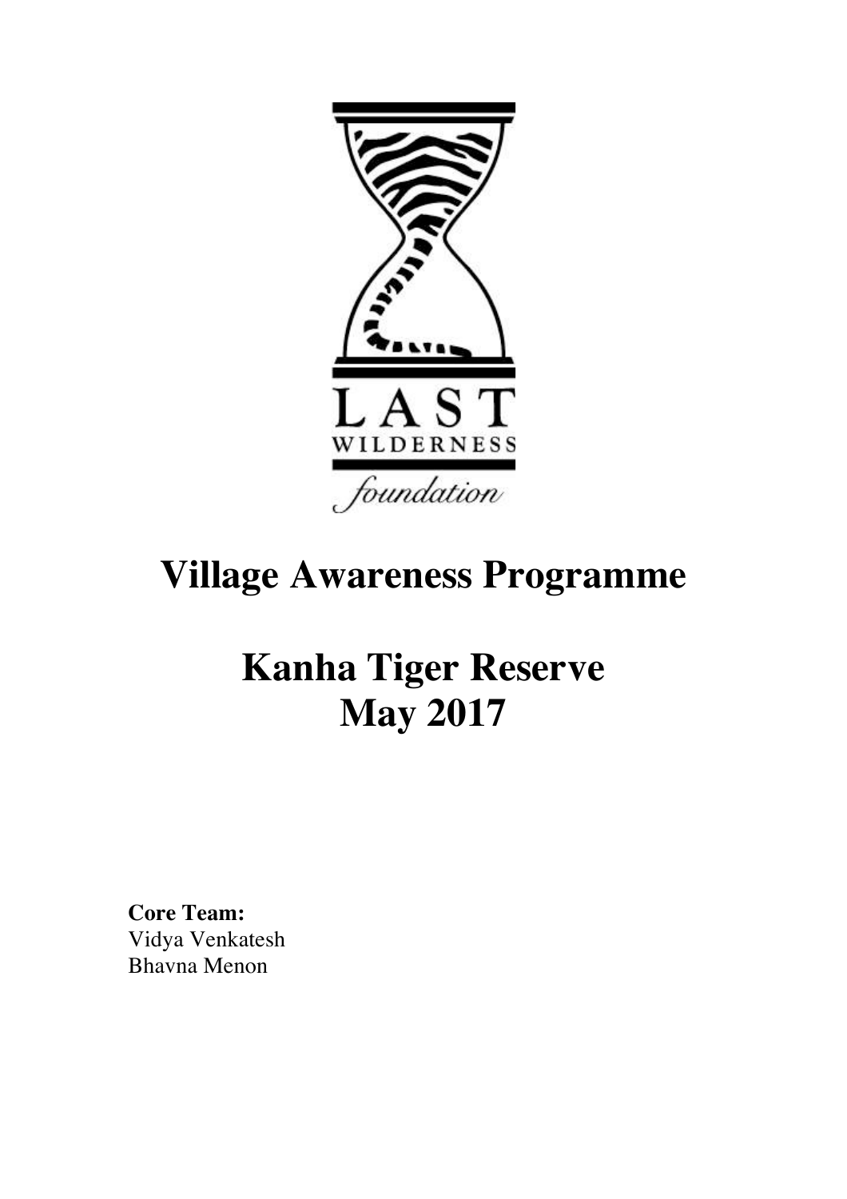LAST WILDERNESS *foundation*

# Village Awareness Programme

# Kanha Tiger Reserve May 2017

**Core Team:**
Vidya Venkatesh
Bhavna Menon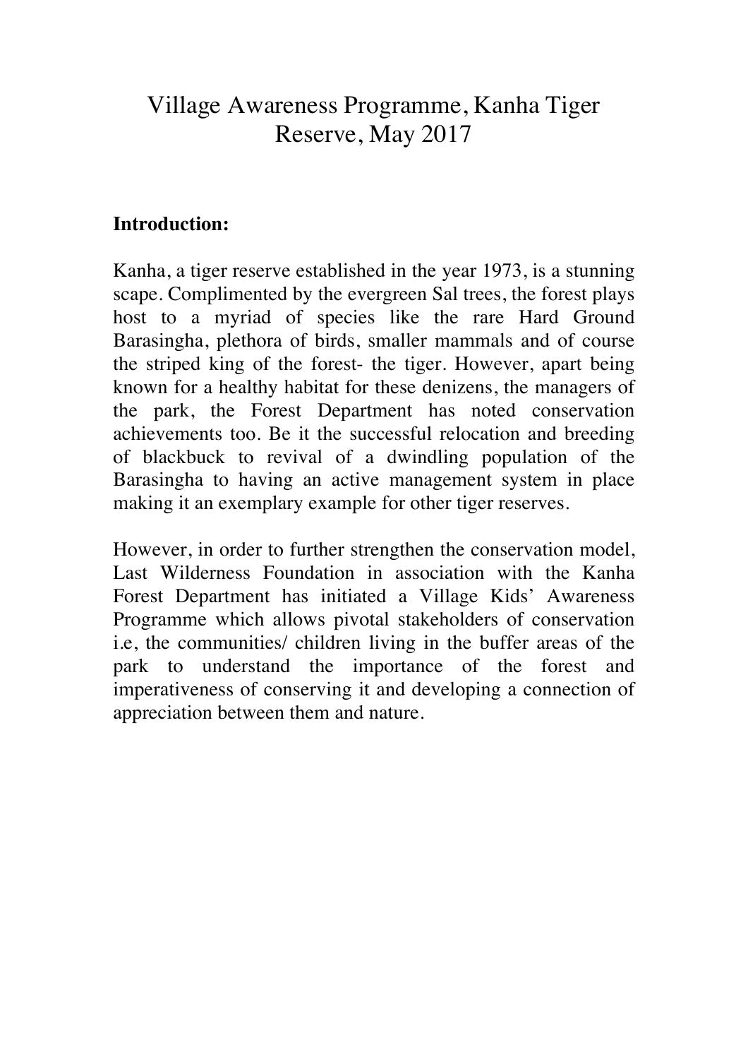# Village Awareness Programme, Kanha Tiger Reserve, May 2017

**Introduction:**

Kanha, a tiger reserve established in the year 1973, is a stunning scape. Complimented by the evergreen Sal trees, the forest plays host to a myriad of species like the rare Hard Ground Barasingha, plethora of birds, smaller mammals and of course the striped king of the forest- the tiger. However, apart being known for a healthy habitat for these denizens, the managers of the park, the Forest Department has noted conservation achievements too. Be it the successful relocation and breeding of blackbuck to revival of a dwindling population of the Barasingha to having an active management system in place making it an exemplary example for other tiger reserves.

However, in order to further strengthen the conservation model, Last Wilderness Foundation in association with the Kanha Forest Department has initiated a Village Kids' Awareness Programme which allows pivotal stakeholders of conservation i.e, the communities/ children living in the buffer areas of the park to understand the importance of the forest and imperativeness of conserving it and developing a connection of appreciation between them and nature.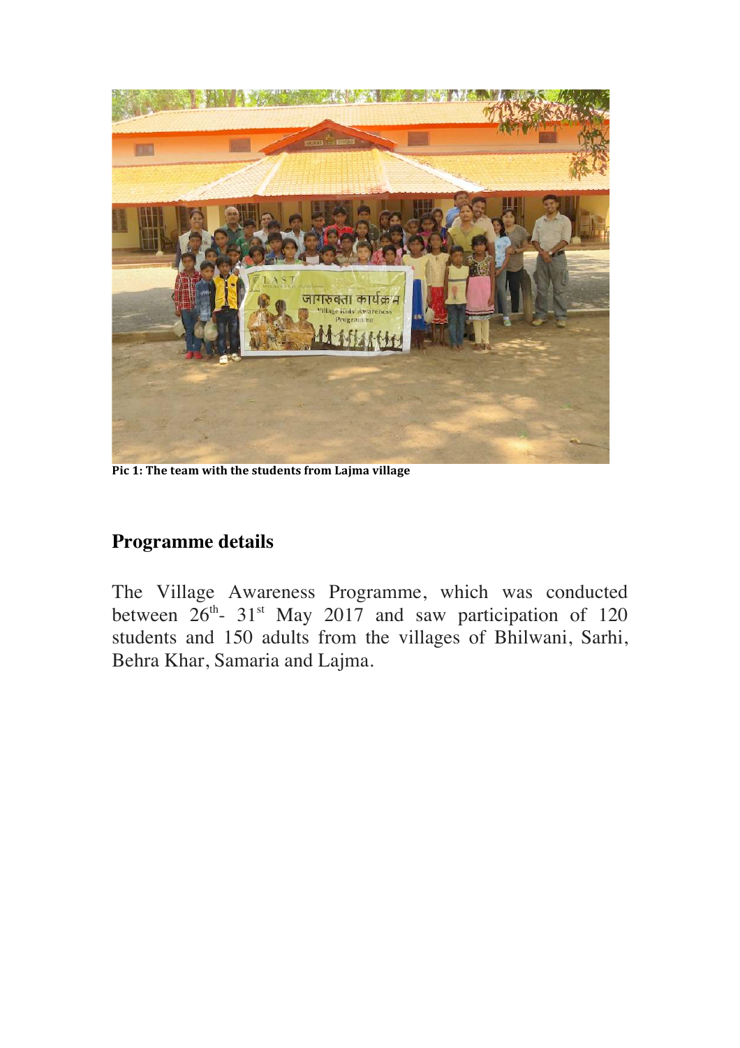Pic 1: The team with the students from Lajma village

## Programme details

The Village Awareness Programme, which was conducted between 26th- 31st May 2017 and saw participation of 120 students and 150 adults from the villages of Bhilwani, Sarhi, Behra Khar, Samaria and Lajma.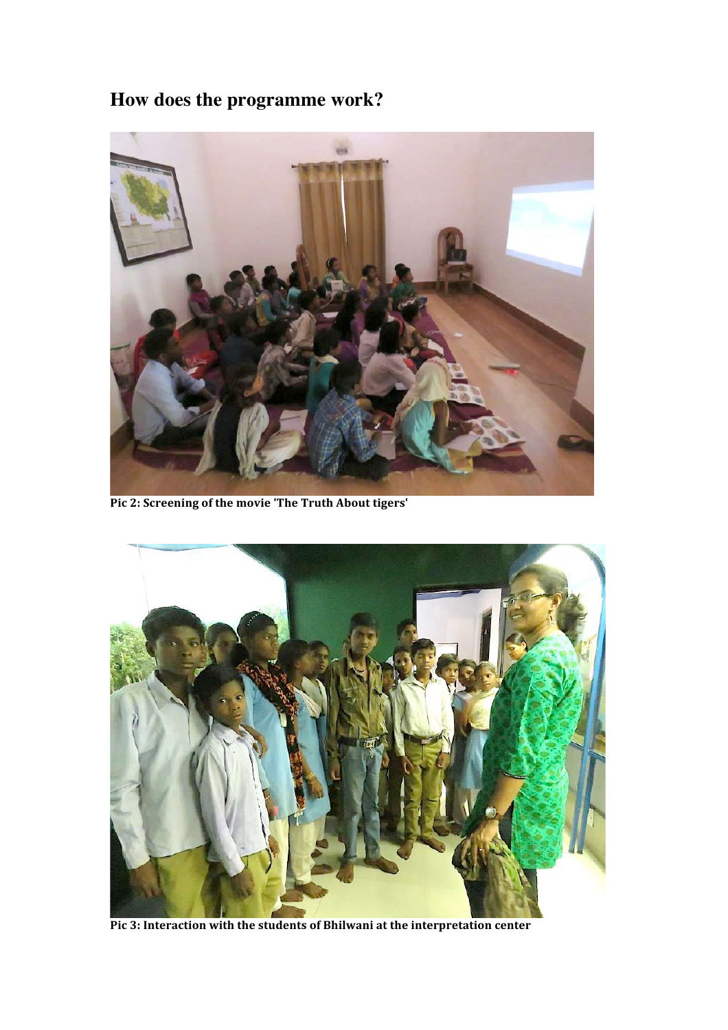## How does the programme work?

**Pic 2: Screening of the movie 'The Truth About tigers'**

**Pic 3: Interaction with the students of Bhilwani at the interpretation center**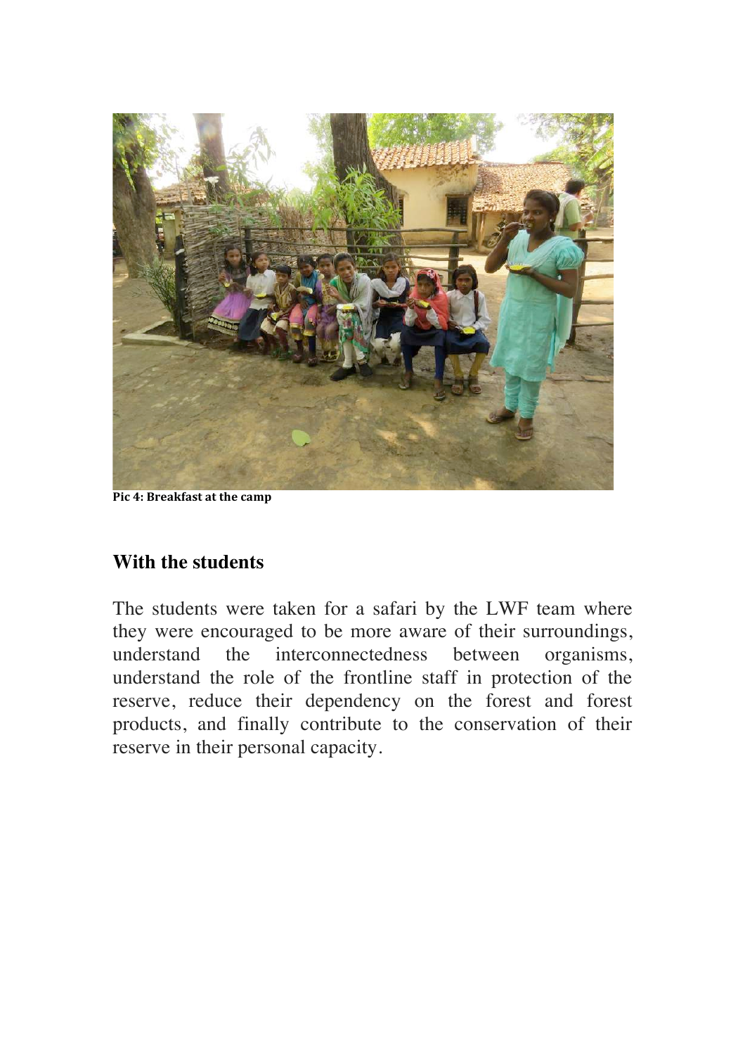Pic 4: Breakfast at the camp

## With the students

The students were taken for a safari by the LWF team where they were encouraged to be more aware of their surroundings, understand the interconnectedness between organisms, understand the role of the frontline staff in protection of the reserve, reduce their dependency on the forest and forest products, and finally contribute to the conservation of their reserve in their personal capacity.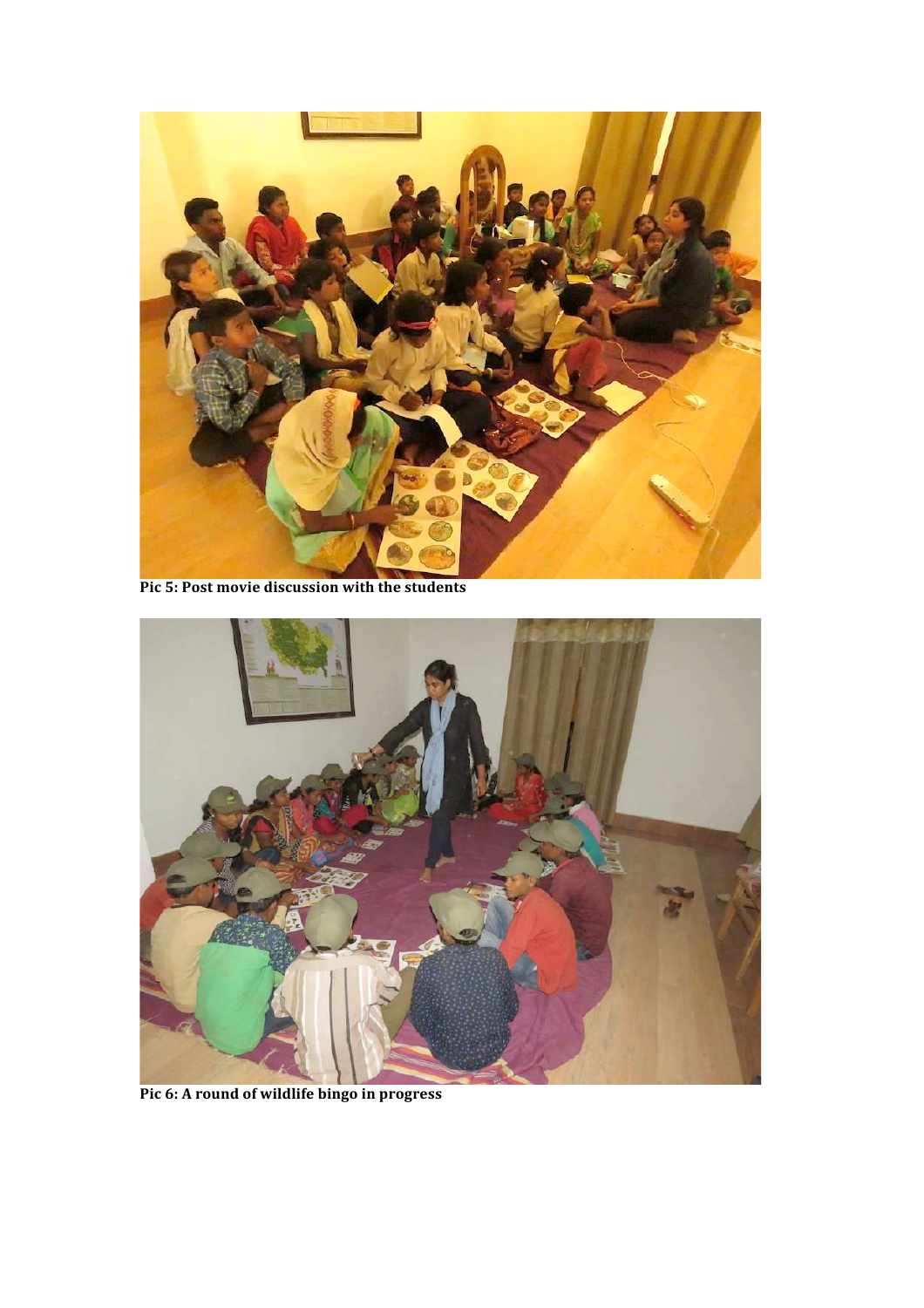**Pic 5: Post movie discussion with the students**

**Pic 6: A round of wildlife bingo in progress**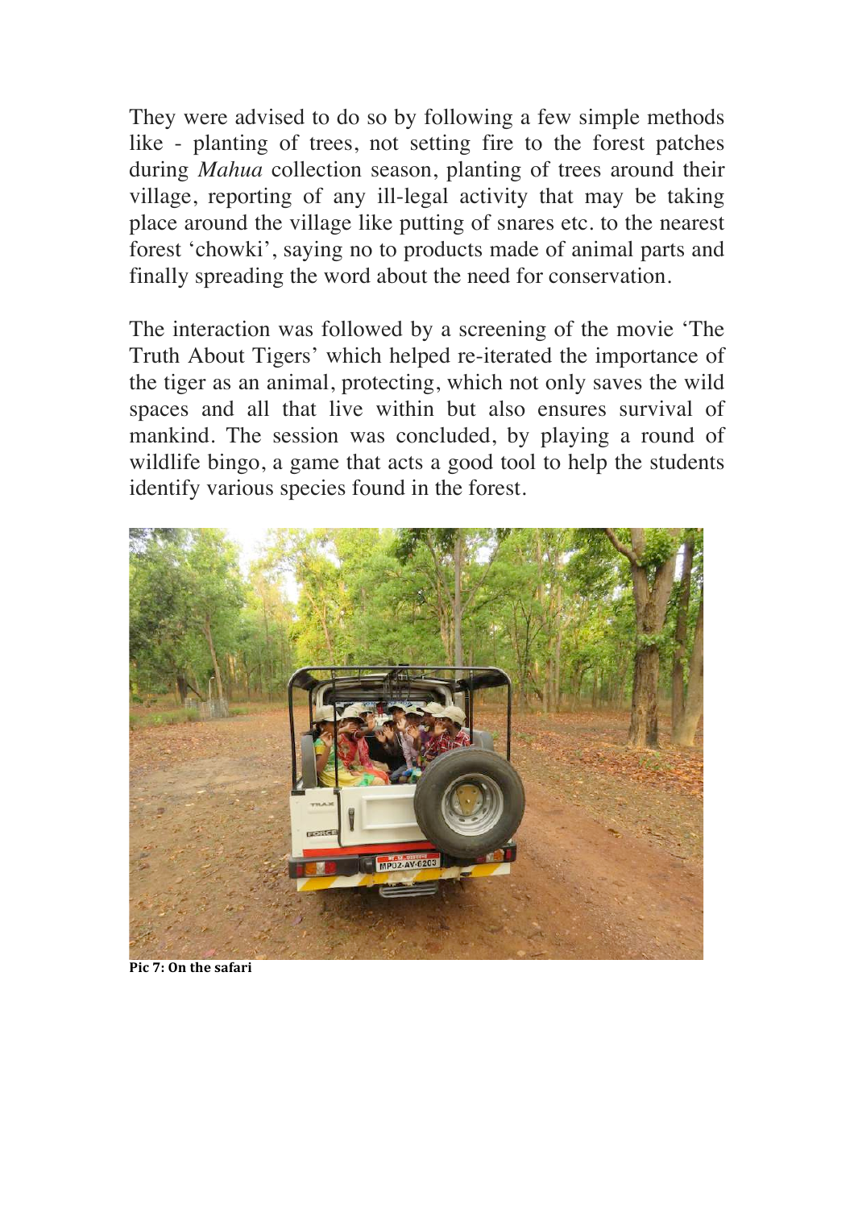They were advised to do so by following a few simple methods like - planting of trees, not setting fire to the forest patches during *Mahua* collection season, planting of trees around their village, reporting of any ill-legal activity that may be taking place around the village like putting of snares etc. to the nearest forest 'chowki', saying no to products made of animal parts and finally spreading the word about the need for conservation.

The interaction was followed by a screening of the movie 'The Truth About Tigers' which helped re-iterated the importance of the tiger as an animal, protecting, which not only saves the wild spaces and all that live within but also ensures survival of mankind. The session was concluded, by playing a round of wildlife bingo, a game that acts a good tool to help the students identify various species found in the forest.

**Pic 7: On the safari**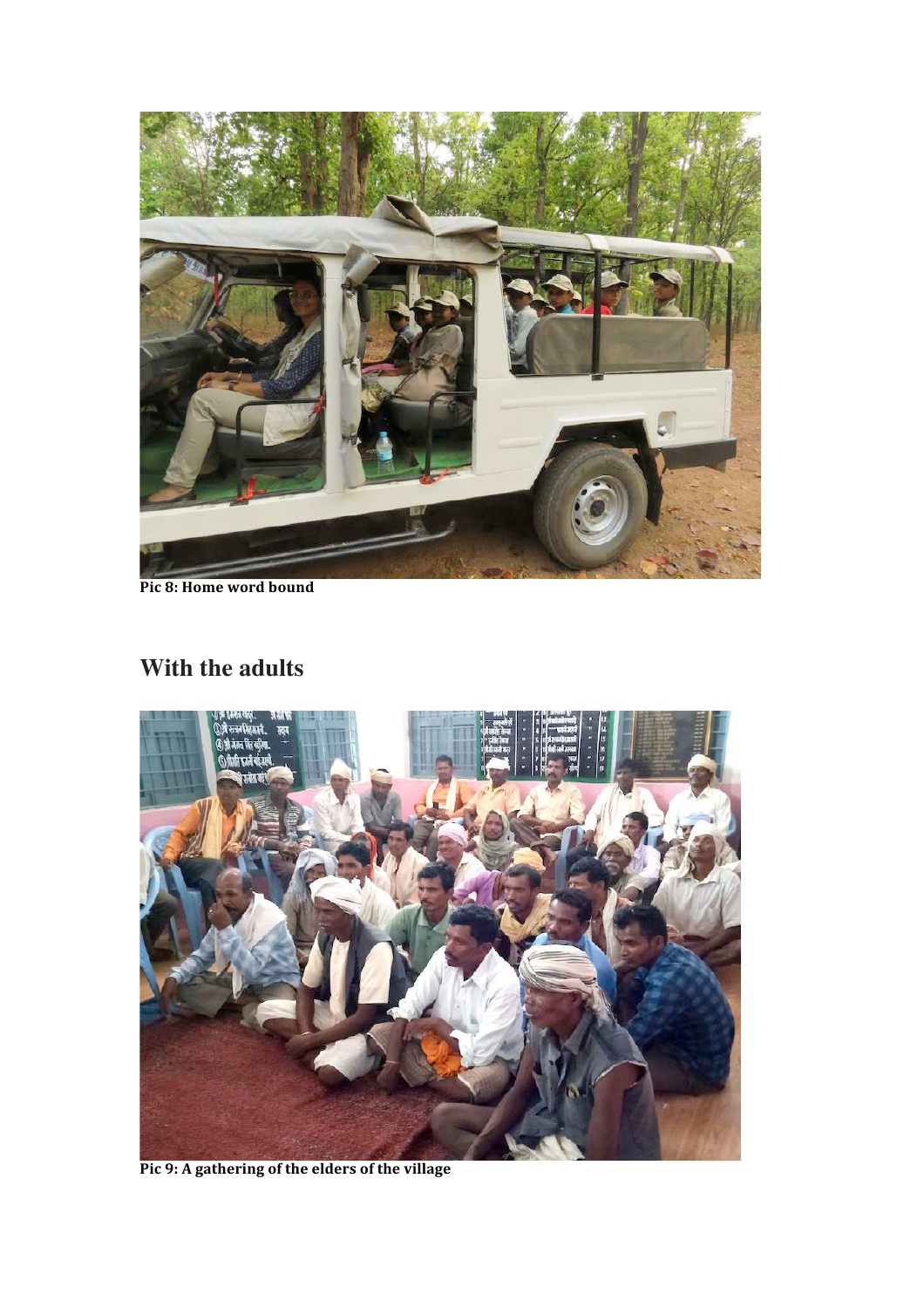Pic 8: Home word bound

## With the adults

Pic 9: A gathering of the elders of the village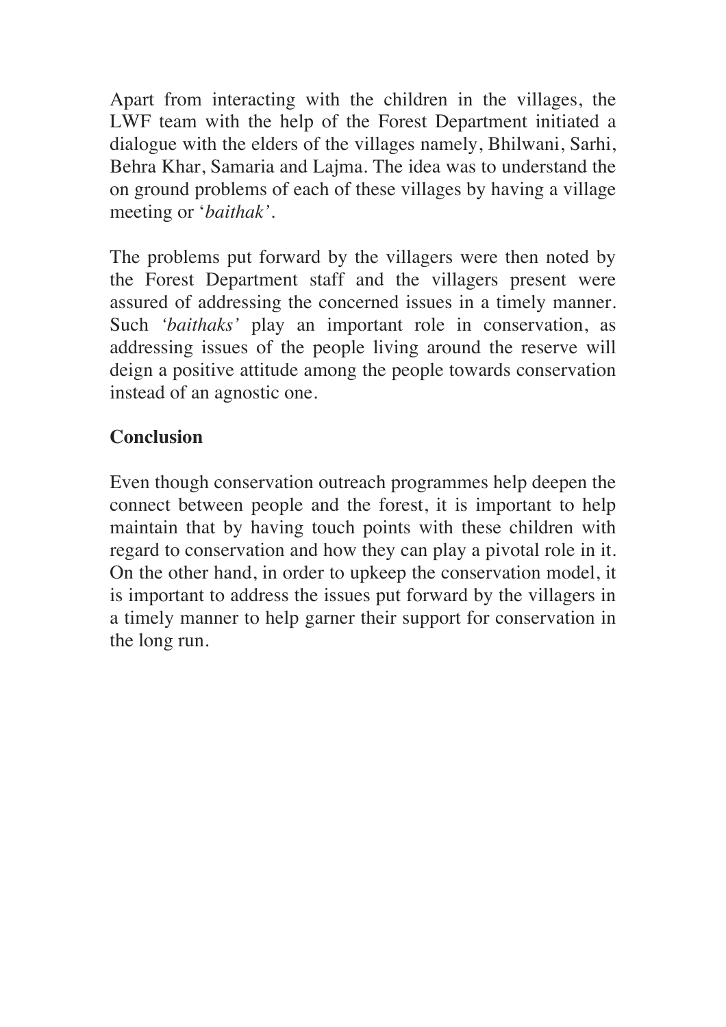Apart from interacting with the children in the villages, the LWF team with the help of the Forest Department initiated a dialogue with the elders of the villages namely, Bhilwani, Sarhi, Behra Khar, Samaria and Lajma. The idea was to understand the on ground problems of each of these villages by having a village meeting or '*baithak'*.

The problems put forward by the villagers were then noted by the Forest Department staff and the villagers present were assured of addressing the concerned issues in a timely manner. Such *'baithaks'* play an important role in conservation, as addressing issues of the people living around the reserve will deign a positive attitude among the people towards conservation instead of an agnostic one.

## Conclusion

Even though conservation outreach programmes help deepen the connect between people and the forest, it is important to help maintain that by having touch points with these children with regard to conservation and how they can play a pivotal role in it. On the other hand, in order to upkeep the conservation model, it is important to address the issues put forward by the villagers in a timely manner to help garner their support for conservation in the long run.